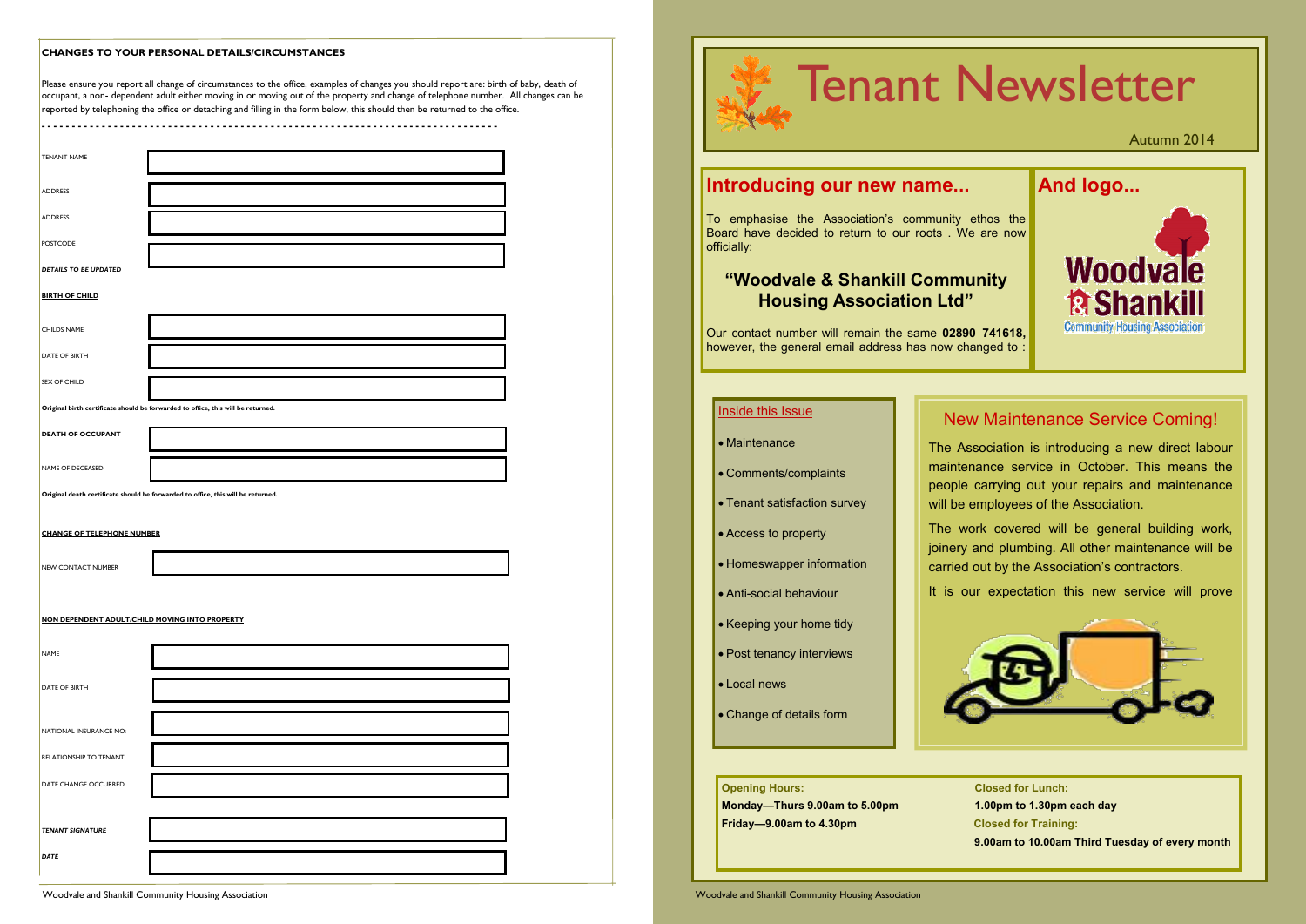**CHANGES TO YOUR PERSONAL DETAILS/CIRCUMSTANCES**

Please ensure you report all change of circumstances to the office, examples of changes you should report are: birth of baby, death of occupant, a non- dependent adult either moving in or moving out of the property and change of telephone number. All changes can be reported by telephoning the office or detaching and filling in the form below, this should then be returned to the office.

- - - - - - - - - - - - - - - - - - - - - - - - - - - - - - - - - - - - - - - - - - - - - - - - - - - - - - - - - - - - - - - - - - - - - -

| | |
|---|---|
| TENANT NAME | |
| ADDRESS | |
| ADDRESS | |
| POSTCODE | |

***DETAILS TO BE UPDATED***

**BIRTH OF CHILD**

| | |
|---|---|
| CHILDS NAME | |
| DATE OF BIRTH | |
| SEX OF CHILD | |

**Original birth certificate should be forwarded to office, this will be returned.**

| | |
|---|---|
| **DEATH OF OCCUPANT** | |
| NAME OF DECEASED | |

**Original death certificate should be forwarded to office, this will be returned.**

**CHANGE OF TELEPHONE NUMBER**

| | |
|---|---|
| NEW CONTACT NUMBER | |

**NON DEPENDENT ADULT/CHILD MOVING INTO PROPERTY**

| | |
|---|---|
| NAME | |
| DATE OF BIRTH | |
| NATIONAL INSURANCE NO: | |
| RELATIONSHIP TO TENANT | |
| DATE CHANGE OCCURRED | |
| ***TENANT SIGNATURE*** | |
| ***DATE*** | |

Woodvale and Shankill Community Housing Association

# Tenant Newsletter

Autumn 2014

## Introducing our new name...

To emphasise the Association's community ethos the Board have decided to return to our roots . We are now officially:

### "Woodvale & Shankill Community Housing Association Ltd"

Our contact number will remain the same **02890 741618,** however, the general email address has now changed to :

## And logo...

Woodvale & Shankill Community Housing Association

### Inside this Issue

- Maintenance
- Comments/complaints
- Tenant satisfaction survey
- Access to property
- Homeswapper information
- Anti-social behaviour
- Keeping your home tidy
- Post tenancy interviews
- Local news
- Change of details form

## New Maintenance Service Coming!

The Association is introducing a new direct labour maintenance service in October. This means the people carrying out your repairs and maintenance will be employees of the Association.

The work covered will be general building work, joinery and plumbing. All other maintenance will be carried out by the Association's contractors.

It is our expectation this new service will prove

**Opening Hours:**
**Monday—Thurs 9.00am to 5.00pm**
**Friday—9.00am to 4.30pm**

**Closed for Lunch:**
**1.00pm to 1.30pm each day**
**Closed for Training:**
**9.00am to 10.00am Third Tuesday of every month**

Woodvale and Shankill Community Housing Association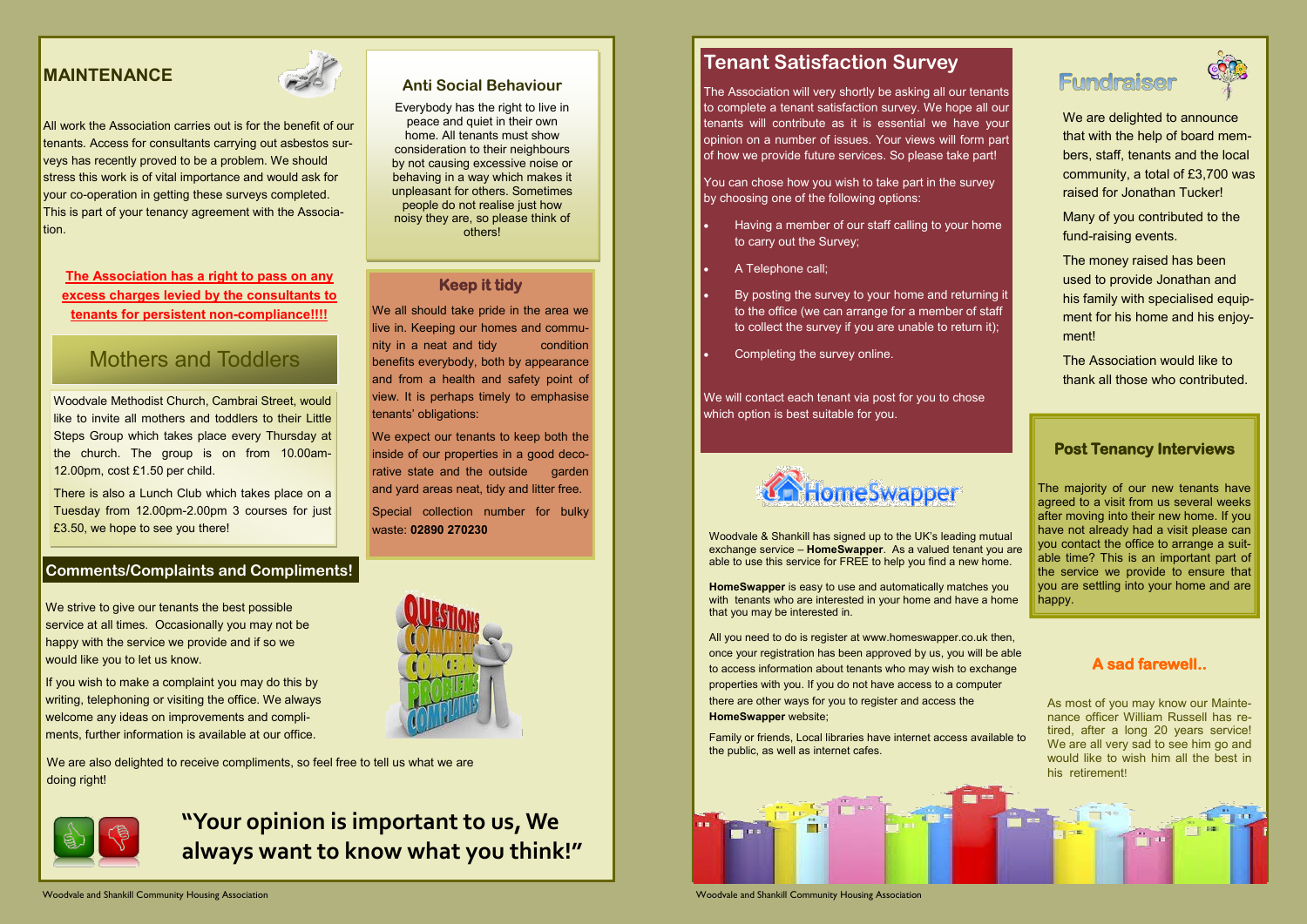## MAINTENANCE

All work the Association carries out is for the benefit of our tenants. Access for consultants carrying out asbestos surveys has recently proved to be a problem. We should stress this work is of vital importance and would ask for your co-operation in getting these surveys completed. This is part of your tenancy agreement with the Association.

**The Association has a right to pass on any excess charges levied by the consultants to tenants for persistent non-compliance!!!!**

## Mothers and Toddlers

Woodvale Methodist Church, Cambrai Street, would like to invite all mothers and toddlers to their Little Steps Group which takes place every Thursday at the church. The group is on from 10.00am-12.00pm, cost £1.50 per child.

There is also a Lunch Club which takes place on a Tuesday from 12.00pm-2.00pm 3 courses for just £3.50, we hope to see you there!

## Anti Social Behaviour

Everybody has the right to live in peace and quiet in their own home. All tenants must show consideration to their neighbours by not causing excessive noise or behaving in a way which makes it unpleasant for others. Sometimes people do not realise just how noisy they are, so please think of others!

## Keep it tidy

We all should take pride in the area we live in. Keeping our homes and community in a neat and tidy condition benefits everybody, both by appearance and from a health and safety point of view. It is perhaps timely to emphasise tenants' obligations:

We expect our tenants to keep both the inside of our properties in a good decorative state and the outside garden and yard areas neat, tidy and litter free.

Special collection number for bulky waste: **02890 270230**

## Comments/Complaints and Compliments!

We strive to give our tenants the best possible service at all times. Occasionally you may not be happy with the service we provide and if so we would like you to let us know.

If you wish to make a complaint you may do this by writing, telephoning or visiting the office. We always welcome any ideas on improvements and compliments, further information is available at our office.

We are also delighted to receive compliments, so feel free to tell us what we are doing right!

**"Your opinion is important to us, We always want to know what you think!"**

## Tenant Satisfaction Survey

The Association will very shortly be asking all our tenants to complete a tenant satisfaction survey. We hope all our tenants will contribute as it is essential we have your opinion on a number of issues. Your views will form part of how we provide future services. So please take part!

You can chose how you wish to take part in the survey by choosing one of the following options:

- Having a member of our staff calling to your home to carry out the Survey;
- A Telephone call;
- By posting the survey to your home and returning it to the office (we can arrange for a member of staff to collect the survey if you are unable to return it);
- Completing the survey online.

We will contact each tenant via post for you to chose which option is best suitable for you.

## HomeSwapper

Woodvale & Shankill has signed up to the UK's leading mutual exchange service – **HomeSwapper**. As a valued tenant you are able to use this service for FREE to help you find a new home.

**HomeSwapper** is easy to use and automatically matches you with tenants who are interested in your home and have a home that you may be interested in.

All you need to do is register at www.homeswapper.co.uk then, once your registration has been approved by us, you will be able to access information about tenants who may wish to exchange properties with you. If you do not have access to a computer there are other ways for you to register and access the **HomeSwapper** website;

Family or friends, Local libraries have internet access available to the public, as well as internet cafes.

## Fundraiser

We are delighted to announce that with the help of board members, staff, tenants and the local community, a total of £3,700 was raised for Jonathan Tucker!

Many of you contributed to the fund-raising events.

The money raised has been used to provide Jonathan and his family with specialised equipment for his home and his enjoyment!

The Association would like to thank all those who contributed.

## Post Tenancy Interviews

The majority of our new tenants have agreed to a visit from us several weeks after moving into their new home. If you have not already had a visit please can you contact the office to arrange a suitable time? This is an important part of the service we provide to ensure that you are settling into your home and are happy.

## A sad farewell..

As most of you may know our Maintenance officer William Russell has retired, after a long 20 years service! We are all very sad to see him go and would like to wish him all the best in his retirement!